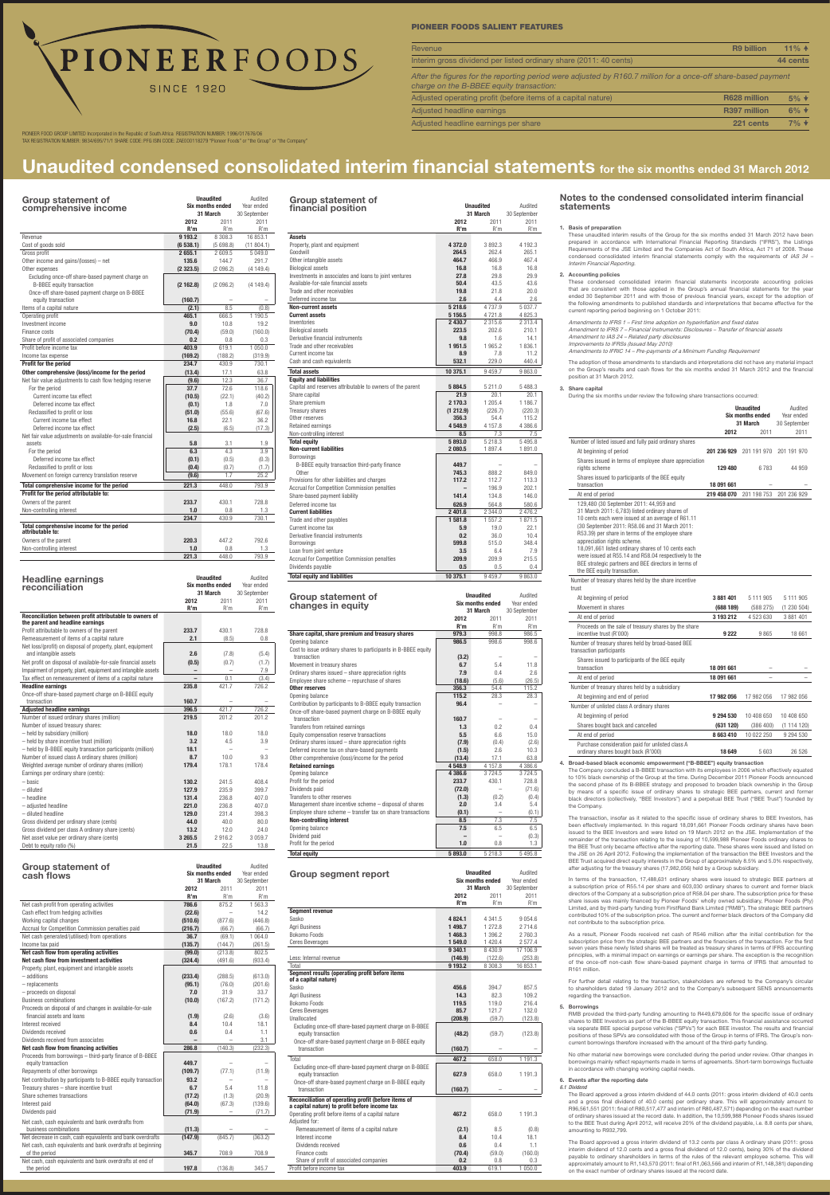# PIONEERFOODS

SINCE 1920

PIONEER FOOD GROUP LIMITED Incorporated in the Republic of South Africa REGISTRATION NUMBER: 1996/017676/06
TAX REGISTRATION NUMBER: 9834/695/71/1 SHARE CODE: PFG ISIN CODE: ZAE000118279 "Pioneer Foods" or "the Group" or "the Company"

## PIONEER FOODS SALIENT FEATURES

| | | |
|---|---|---|
| Revenue | R9 billion | 11% ↑ |
| Interim gross dividend per listed ordinary share (2011: 40 cents) | | 44 cents |

*After the figures for the reporting period were adjusted by R160.7 million for a once-off share-based payment charge on the B-BBEE equity transaction:*

| | | |
|---|---|---|
| Adjusted operating profit (before items of a capital nature) | R628 million | 5% ↑ |
| Adjusted headline earnings | R397 million | 6% ↑ |
| Adjusted headline earnings per share | 221 cents | 7% ↑ |

# Unaudited condensed consolidated interim financial statements for the six months ended 31 March 2012

## Group statement of comprehensive income

| | Unaudited Six months ended 31 March 2012 R'm | Unaudited Six months ended 31 March 2011 R'm | Audited Year ended 30 September 2011 R'm |
|---|---|---|---|
| Revenue | 9 193.2 | 8 308.3 | 16 853.1 |
| Cost of goods sold | (6 538.1) | (5 698.8) | (11 804.1) |
| **Gross profit** | 2 655.1 | 2 609.5 | 5 049.0 |
| Other income and gains/(losses) – net | 135.6 | 144.7 | 291.7 |
| Other expenses | (2 323.5) | (2 096.2) | (4 149.4) |
| Excluding once-off share-based payment charge on B-BBEE equity transaction | (2 162.8) | (2 096.2) | (4 149.4) |
| Once-off share-based payment charge on B-BBEE equity transaction | (160.7) | – | – |
| Items of a capital nature | (2.1) | 8.5 | (0.8) |
| **Operating profit** | 465.1 | 666.5 | 1 190.5 |
| Investment income | 9.0 | 10.8 | 19.2 |
| Finance costs | (70.4) | (59.0) | (160.0) |
| Share of profit of associated companies | 0.2 | 0.8 | 0.3 |
| **Profit before income tax** | 403.9 | 619.1 | 1 050.0 |
| Income tax expense | (169.2) | (188.2) | (319.9) |
| **Profit for the period** | 234.7 | 430.9 | 730.1 |
| **Other comprehensive (loss)/income for the period** | (13.4) | 17.1 | 63.8 |
| Net fair value adjustments to cash flow hedging reserve | (9.6) | 12.3 | 36.7 |
| For the period | 37.7 | 72.6 | 118.6 |
| Current income tax effect | (10.5) | (22.1) | (40.2) |
| Deferred income tax effect | (0.1) | 1.8 | 7.0 |
| Reclassified to profit or loss | (51.0) | (55.6) | (67.6) |
| Current income tax effect | 16.8 | 22.1 | 36.2 |
| Deferred income tax effect | (2.5) | (6.5) | (17.3) |
| Net fair value adjustments on available-for-sale financial assets | 5.8 | 3.1 | 1.9 |
| For the period | 6.3 | 4.3 | 3.9 |
| Deferred income tax effect | (0.1) | (0.5) | (0.3) |
| Reclassified to profit or loss | (0.4) | (0.7) | (1.7) |
| Movement on foreign currency translation reserve | (9.6) | 1.7 | 25.2 |
| **Total comprehensive income for the period** | 221.3 | 448.0 | 793.9 |
| **Profit for the period attributable to:** | | | |
| Owners of the parent | 233.7 | 430.1 | 728.8 |
| Non-controlling interest | 1.0 | 0.8 | 1.3 |
| | 234.7 | 430.9 | 730.1 |
| **Total comprehensive income for the period attributable to:** | | | |
| Owners of the parent | 220.3 | 447.2 | 792.6 |
| Non-controlling interest | 1.0 | 0.8 | 1.3 |
| | 221.3 | 448.0 | 793.9 |

## Headline earnings reconciliation

| | Unaudited Six months ended 31 March 2012 R'm | Unaudited Six months ended 31 March 2011 R'm | Audited Year ended 30 September 2011 R'm |
|---|---|---|---|
| **Reconciliation between profit attributable to owners of the parent and headline earnings** | | | |
| Profit attributable to owners of the parent | 233.7 | 430.1 | 728.8 |
| Remeasurement of items of a capital nature | 2.1 | (8.5) | 0.8 |
| Net loss/(profit) on disposal of property, plant, equipment and intangible assets | 2.6 | (7.8) | (5.4) |
| Net profit on disposal of available-for-sale financial assets | (0.5) | (0.7) | (1.7) |
| Impairment of property, plant, equipment and intangible assets | – | – | 7.9 |
| Tax effect on remeasurement of items of a capital nature | – | 0.1 | (3.4) |
| **Headline earnings** | 235.8 | 421.7 | 726.2 |
| Once-off share-based payment charge on B-BBEE equity transaction | 160.7 | – | – |
| **Adjusted headline earnings** | 396.5 | 421.7 | 726.2 |
| Number of issued ordinary shares (million) | 219.5 | 201.2 | 201.2 |
| Number of issued treasury shares: | | | |
| – held by subsidiary (million) | 18.0 | 18.0 | 18.0 |
| – held by share incentive trust (million) | 3.2 | 4.5 | 3.9 |
| – held by B-BBEE equity transaction participants (million) | 18.1 | – | – |
| Number of issued A ordinary shares (million) | 8.7 | 10.0 | 9.3 |
| Weighted average number of ordinary shares (million) | 179.4 | 178.1 | 178.4 |
| Earnings per ordinary share (cents): | | | |
| – basic | 130.2 | 241.5 | 408.4 |
| – diluted | 127.9 | 235.9 | 399.7 |
| – headline | 131.4 | 236.8 | 407.0 |
| – adjusted headline | 221.0 | 236.8 | 407.0 |
| – diluted headline | 129.0 | 231.4 | 398.3 |
| Gross dividend per ordinary share (cents) | 44.0 | 40.0 | 80.0 |
| Gross dividend per class A ordinary share (cents) | 13.2 | 12.0 | 24.0 |
| Net asset value per ordinary share (cents) | 3 265.5 | 2 916.2 | 3 059.7 |
| Debt to equity ratio (%) | 21.5 | 22.5 | 13.8 |

## Group statement of cash flows

| | Unaudited Six months ended 31 March 2012 R'm | Unaudited Six months ended 31 March 2011 R'm | Audited Year ended 30 September 2011 R'm |
|---|---|---|---|
| Net cash profit from operating activities | 786.6 | 875.2 | 1 563.3 |
| Cash effect from hedging activities | (22.6) | – | 14.2 |
| Working capital changes | (510.6) | (877.6) | (446.8) |
| Accrual for Competition Commission penalties paid | (216.7) | (66.7) | (66.7) |
| Net cash generated/(utilised) from operations | 36.7 | (69.1) | 1 064.0 |
| Income tax paid | (135.7) | (144.7) | (261.5) |
| **Net cash flow from operating activities** | (99.0) | (213.8) | 802.5 |
| **Net cash flow from investment activities** | (324.4) | (491.6) | (933.4) |
| Property, plant, equipment and intangible assets | | | |
| – additions | (233.4) | (288.5) | (613.0) |
| – replacements | (95.1) | (76.0) | (201.6) |
| – proceeds on disposal | 7.0 | 31.9 | 33.7 |
| Business combinations | (10.0) | (167.2) | (171.2) |
| Proceeds on disposal of and changes in available-for-sale financial assets and loans | (1.9) | (2.6) | (3.6) |
| Interest received | 8.4 | 10.4 | 18.1 |
| Dividends received | 0.6 | 0.4 | 1.1 |
| Dividends received from associates | – | – | 3.1 |
| **Net cash flow from financing activities** | 286.8 | (140.3) | (232.3) |
| Proceeds from borrowings – third-party finance of B-BBEE equity transaction | 449.7 | – | – |
| Repayments of other borrowings | (109.7) | (77.1) | (11.9) |
| Net contribution by participants to B-BBEE equity transaction | 93.2 | – | – |
| Treasury shares – share incentive trust | 6.7 | 5.4 | 11.8 |
| Share schemes transactions | (17.2) | (1.3) | (20.9) |
| Interest paid | (64.0) | (67.3) | (139.6) |
| Dividends paid | (71.9) | – | (71.7) |
| Net cash, cash equivalents and bank overdrafts from business combinations | (11.3) | – | – |
| Net decrease in cash, cash equivalents and bank overdrafts | (147.9) | (845.7) | (363.2) |
| Net cash, cash equivalents and bank overdrafts at beginning of the period | 345.7 | 708.9 | 708.9 |
| Net cash, cash equivalents and bank overdrafts at end of the period | 197.8 | (136.8) | 345.7 |

## Group statement of financial position

| | Unaudited 31 March 2012 R'm | Unaudited 31 March 2011 R'm | Audited 30 September 2011 R'm |
|---|---|---|---|
| **Assets** | | | |
| Property, plant and equipment | 4 372.0 | 3 892.3 | 4 192.3 |
| Goodwill | 264.5 | 262.4 | 265.1 |
| Other intangible assets | 464.7 | 466.9 | 467.4 |
| Biological assets | 16.8 | 16.8 | 16.8 |
| Investments in associates and loans to joint ventures | 27.8 | 29.8 | 29.9 |
| Available-for-sale financial assets | 50.4 | 43.5 | 43.6 |
| Trade and other receivables | 19.8 | 21.8 | 20.0 |
| Deferred income tax | 2.6 | 4.4 | 2.6 |
| **Non-current assets** | 5 218.6 | 4 737.9 | 5 037.7 |
| **Current assets** | 5 156.5 | 4 721.8 | 4 825.3 |
| Inventories | 2 430.7 | 2 315.6 | 2 313.4 |
| Biological assets | 223.5 | 202.6 | 210.1 |
| Derivative financial instruments | 9.8 | 1.6 | 14.1 |
| Trade and other receivables | 1 951.5 | 1 965.2 | 1 836.1 |
| Current income tax | 8.9 | 7.6 | 11.2 |
| Cash and cash equivalents | 532.1 | 229.0 | 440.4 |
| **Total assets** | 10 375.1 | 9 459.7 | 9 863.0 |
| **Equity and liabilities** | | | |
| Capital and reserves attributable to owners of the parent | 5 884.5 | 5 211.0 | 5 488.3 |
| Share capital | 21.9 | 20.1 | 20.1 |
| Share premium | 2 170.3 | 1 205.4 | 1 186.7 |
| Treasury shares | (1 212.9) | (226.7) | (220.3) |
| Other reserves | 356.3 | 54.4 | 115.2 |
| Retained earnings | 4 548.9 | 4 157.8 | 4 386.6 |
| Non-controlling interest | 8.5 | 7.3 | 7.5 |
| **Total equity** | 5 893.0 | 5 218.3 | 5 495.8 |
| **Non-current liabilities** | 2 080.5 | 1 897.4 | 1 891.0 |
| Borrowings | | | |
| B-BBEE equity transaction third-party finance | 449.7 | – | – |
| Other | 745.3 | 888.2 | 849.0 |
| Provisions for other liabilities and charges | 117.2 | 112.7 | 113.3 |
| Accrual for Competition Commission penalties | – | 196.9 | 202.1 |
| Share-based payment liability | 141.4 | 134.8 | 146.0 |
| Deferred income tax | 626.9 | 564.8 | 580.6 |
| **Current liabilities** | 2 401.6 | 2 344.0 | 2 476.2 |
| Trade and other payables | 1 581.8 | 1 557.2 | 1 871.5 |
| Current income tax | 5.9 | 19.0 | 22.1 |
| Derivative financial instruments | 0.2 | 36.0 | 10.4 |
| Borrowings | 599.8 | 515.0 | 348.4 |
| Loan from joint venture | 3.5 | 6.4 | 7.9 |
| Accrual for Competition Commission penalties | 209.9 | 209.9 | 215.5 |
| Dividends payable | 0.5 | 0.5 | 0.4 |
| **Total equity and liabilities** | 10 375.1 | 9 459.7 | 9 863.0 |

## Group statement of changes in equity

| | Unaudited Six months ended 31 March 2012 R'm | Unaudited Six months ended 31 March 2011 R'm | Audited Year ended 30 September 2011 R'm |
|---|---|---|---|
| **Share capital, share premium and treasury shares** | 979.3 | 998.8 | 986.5 |
| Opening balance | 986.5 | 998.6 | 998.6 |
| Cost to issue ordinary shares to participants in B-BBEE equity transaction | (3.2) | – | – |
| Movement in treasury shares | 6.7 | 5.4 | 11.8 |
| Ordinary shares issued – share appreciation rights | 7.9 | 0.4 | 2.6 |
| Employee share scheme – repurchase of shares | (18.6) | (5.6) | (26.5) |
| **Other reserves** | 356.3 | 54.4 | 115.2 |
| Opening balance | 115.2 | 28.3 | 28.3 |
| Contribution by participants to B-BBEE equity transaction | 96.4 | – | – |
| Once-off share-based payment charge on B-BBEE equity transaction | 160.7 | – | – |
| Transfers from retained earnings | 1.3 | 0.2 | 0.4 |
| Equity compensation reserve transactions | 5.5 | 6.6 | 15.0 |
| Ordinary shares issued – share appreciation rights | (7.9) | (0.4) | (2.6) |
| Deferred income tax on share-based payments | (1.5) | 2.6 | 10.3 |
| Other comprehensive (loss)/income for the period | (13.4) | 17.1 | 63.8 |
| **Retained earnings** | 4 548.9 | 4 157.8 | 4 386.6 |
| Opening balance | 4 386.6 | 3 724.5 | 3 724.5 |
| Profit for the period | 233.7 | 430.1 | 728.8 |
| Dividends paid | (72.0) | – | (71.6) |
| Transfers to other reserves | (1.3) | (0.2) | (0.4) |
| Management share incentive scheme – disposal of shares | 2.0 | 3.4 | 5.4 |
| Employee share scheme – transfer tax on share transactions | (0.1) | – | (0.1) |
| **Non-controlling interest** | 8.5 | 7.3 | 7.5 |
| Opening balance | 7.5 | 6.5 | 6.5 |
| Dividend paid | – | – | (0.3) |
| Profit for the period | 1.0 | 0.8 | 1.3 |
| **Total equity** | 5 893.0 | 5 218.3 | 5 495.8 |

## Group segment report

| | Unaudited Six months ended 31 March 2012 R'm | Unaudited Six months ended 31 March 2011 R'm | Audited Year ended 30 September 2011 R'm |
|---|---|---|---|
| **Segment revenue** | | | |
| Sasko | 4 824.1 | 4 341.5 | 9 054.6 |
| Agri Business | 1 498.7 | 1 272.8 | 2 714.6 |
| Bokomo Foods | 1 468.3 | 1 396.2 | 2 760.3 |
| Ceres Beverages | 1 549.0 | 1 420.4 | 2 577.4 |
| | 9 340.1 | 8 430.9 | 17 106.9 |
| Less: Internal revenue | (146.9) | (122.6) | (253.8) |
| Total | 9 193.2 | 8 308.3 | 16 853.1 |
| **Segment results (operating profit before items of a capital nature)** | | | |
| Sasko | 456.6 | 394.7 | 857.5 |
| Agri Business | 14.3 | 82.3 | 109.2 |
| Bokomo Foods | 119.5 | 119.0 | 216.4 |
| Ceres Beverages | 85.7 | 121.7 | 132.0 |
| Unallocated | (208.9) | (59.7) | (123.8) |
| Excluding once-off share-based payment charge on B-BBEE equity transaction | (48.2) | (59.7) | (123.8) |
| Once-off share-based payment charge on B-BBEE equity transaction | (160.7) | – | – |
| Total | 467.2 | 658.0 | 1 191.3 |
| Excluding once-off share-based payment charge on B-BBEE equity transaction | 627.9 | 658.0 | 1 191.3 |
| Once-off share-based payment charge on B-BBEE equity transaction | (160.7) | – | – |
| **Reconciliation of operating profit (before items of a capital nature) to profit before income tax** | | | |
| Operating profit before items of a capital nature | 467.2 | 658.0 | 1 191.3 |
| Adjusted for: | | | |
| Remeasurement of items of a capital nature | (2.1) | 8.5 | (0.8) |
| Interest income | 8.4 | 10.4 | 18.1 |
| Dividends received | 0.6 | 0.4 | 1.1 |
| Finance costs | (70.4) | (59.0) | (160.0) |
| Share of profit of associated companies | 0.2 | 0.8 | 0.3 |
| Profit before income tax | 403.9 | 619.1 | 1 050.0 |

## Notes to the condensed consolidated interim financial statements

### 1. Basis of preparation

These unaudited interim results of the Group for the six months ended 31 March 2012 have been prepared in accordance with International Financial Reporting Standards ("IFRS"), the Listings Requirements of the JSE Limited and the Companies Act of South Africa, Act 71 of 2008. These condensed consolidated interim financial statements comply with the requirements of *IAS 34 – Interim Financial Reporting*.

### 2. Accounting policies

These condensed consolidated interim financial statements incorporate accounting policies that are consistent with those applied in the Group's annual financial statements for the year ended 30 September 2011 and with those of previous financial years, except for the adoption of the following amendments to published standards and interpretations that became effective for the current reporting period beginning on 1 October 2011:

*Amendments to IFRS 1 – First time adoption on hyperinflation and fixed dates*
*Amendment to IFRS 7 – Financial Instruments: Disclosures – Transfer of financial assets*
*Amendment to IAS 24 – Related party disclosures*
*Improvements to IFRSs (Issued May 2010)*
*Amendments to IFRIC 14 – Pre-payments of a Minimum Funding Requirement*

The adoption of these amendments to standards and interpretations did not have any material impact on the Group's results and cash flows for the six months ended 31 March 2012 and the financial position at 31 March 2012.

### 3. Share capital

During the six months under review the following share transactions occurred:

| | Unaudited Six months ended 31 March 2012 | Unaudited Six months ended 31 March 2011 | Audited Year ended 30 September 2011 |
|---|---|---|---|
| Number of listed issued and fully paid ordinary shares | | | |
| At beginning of period | 201 236 929 | 201 191 970 | 201 191 970 |
| Shares issued in terms of employee share appreciation rights scheme | 129 480 | 6 783 | 44 959 |
| Shares issued to participants of the BEE equity transaction | 18 091 661 | – | – |
| At end of period | 219 458 070 | 201 198 753 | 201 236 929 |

129,480 (30 September 2011: 44,959 and 31 March 2011: 6,783) listed ordinary shares of 10 cents each were issued at an average of R61.11 (30 September 2011: R58.06 and 31 March 2011: R53.39) per share in terms of the employee share appreciation rights scheme.
18,091,661 listed ordinary shares of 10 cents each were issued at R55.14 and R58.04 respectively to the BEE strategic partners and BEE directors in terms of the BEE equity transaction.

| | Unaudited Six months ended 31 March 2012 | Unaudited Six months ended 31 March 2011 | Audited Year ended 30 September 2011 |
|---|---|---|---|
| Number of treasury shares held by the share incentive trust | | | |
| At beginning of period | 3 881 401 | 5 111 905 | 5 111 905 |
| Movement in shares | (688 189) | (588 275) | (1 230 504) |
| At end of period | 3 193 212 | 4 523 630 | 3 881 401 |
| Proceeds on the sale of treasury shares by the share incentive trust (R'000) | 9 222 | 9 865 | 18 661 |
| Number of treasury shares held by broad-based BEE transaction participants | | | |
| Shares issued to participants of the BEE equity transaction | 18 091 661 | – | – |
| At end of period | 18 091 661 | – | – |
| Number of treasury shares held by a subsidiary | | | |
| At beginning and end of period | 17 982 056 | 17 982 056 | 17 982 056 |
| Number of unlisted class A ordinary shares | | | |
| At beginning of period | 9 294 530 | 10 408 650 | 10 408 650 |
| Shares bought back and cancelled | (631 120) | (386 400) | (1 114 120) |
| At end of period | 8 663 410 | 10 022 250 | 9 294 530 |
| Purchase consideration paid for unlisted class A ordinary shares bought back (R'000) | 18 649 | 5 603 | 26 526 |

### 4. Broad-based black economic empowerment ("B-BBEE") equity transaction

The Company concluded a B-BBEE transaction with its employees in 2006 which effectively equated to 10% black ownership of the Group at the time. During December 2011 Pioneer Foods announced the second phase of its B-BBEE strategy and proposed to broaden black ownership in the Group by means of a specific issue of ordinary shares to strategic BEE partners, current and former black directors (collectively, "BEE Investors") and a perpetual BEE Trust ("BEE Trust") founded by the Company.

The transaction, insofar as it related to the specific issue of ordinary shares to BEE Investors, has been effectively implemented. In this regard 18,091,661 Pioneer Foods ordinary shares have been issued to the BEE Investors and were listed on 19 March 2012 on the JSE. Implementation of the remainder of the transaction relating to the issuing of 10,599,988 Pioneer Foods ordinary shares to the BEE Trust only became effective after the reporting date. These shares were issued and listed on the JSE on 26 April 2012. Following the implementation of the transaction the BEE Investors and the BEE Trust acquired direct equity interests in the Group of approximately 8.5% and 5.0% respectively, after adjusting for the treasury shares (17,982,056) held by a Group subsidiary.

In terms of the transaction, 17,488,631 ordinary shares were issued to strategic BEE partners at a subscription price of R55.14 per share and 603,030 ordinary shares to current and former black directors of the Company at a subscription price of R58.04 per share. The subscription price for these share issues was mainly financed by Pioneer Foods' wholly owned subsidiary, Pioneer Foods (Pty) Limited, and by third-party funding from FirstRand Bank Limited ("RMB"). The strategic BEE partners contributed 10% of the subscription price. The current and former black directors of the Company did not contribute to the subscription price.

As a result, Pioneer Foods received net cash of R546 million after the initial contribution for the subscription price from the strategic BEE partners and the financiers of the transaction. For the first seven years these newly listed shares will be treated as treasury shares in terms of IFRS accounting principles, with a minimal impact on earnings per share. The exception is the recognition of the once-off non-cash flow share-based payment charge in terms of IFRS that amounted to R161 million.

For further detail relating to the transaction, stakeholders are referred to the Company's circular to shareholders dated 19 January 2012 and to the Company's subsequent SENS announcements regarding the transaction.

### 5. Borrowings

RMB provided the third-party funding amounting to R449,679,606 for the specific issue of ordinary shares to BEE Investors as part of the B-BBEE equity transaction. This financial assistance occurred via separate BEE special purpose vehicles ("SPVs") for each BEE investor. The results and financial positions of these SPVs are consolidated with those of the Group in terms of IFRS. The Group's non-current borrowings therefore increased with the amount of the third-party funding.

No other material new borrowings were concluded during the period under review. Other changes in borrowings mainly reflect repayments made in terms of agreements. Short-term borrowings fluctuate in accordance with changing working capital needs.

### 6. Events after the reporting date

#### 6.1 Dividend

The Board approved a gross interim dividend of 44.0 cents (2011: gross interim dividend of 40.0 cents) and a gross final dividend of 40.0 cents) per ordinary share. This will approximately amount to R96,561,551 (2011: final of R80,517,477 and interim of R80,487,571) depending on the exact number of ordinary shares issued at the record date. In addition, the 10,599,988 Pioneer Foods shares issued to the BEE Trust during April 2012, will receive 20% of the dividend payable, i.e. 8.8 cents per share, amounting to R932,799.

The Board approved a gross interim dividend of 13.2 cents per class A ordinary share (2011: gross interim dividend of 12.0 cents and a gross final dividend of 12.0 cents), being 30% of the dividend payable to ordinary shareholders in terms of the rules of the relevant employee scheme. This will approximately amount to R1,143,570 (2011: final of R1,063,566 and interim of R1,148,381) depending on the exact number of ordinary shares issued at the record date.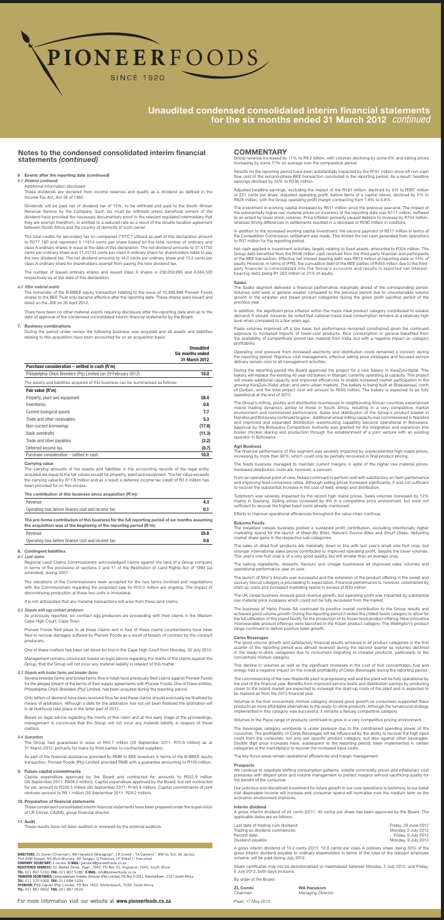# PIONEERFOODS

SINCE 1920

# Unaudited condensed consolidated interim financial statements for the six months ended 31 March 2012 *continued*

## Notes to the condensed consolidated interim financial statements *(continued)*

### 6 Events after the reporting date *(continued)*

*6.1 Dividend (continued)*

Additional information disclosed:

These dividends are declared from income reserves and qualify as a dividend as defined in the Income Tax Act, Act 58 of 1962.

Dividends will be paid net of dividend tax of 15%, to be withheld and paid to the South African Revenue Service by the Company. Such tax must be withheld unless beneficial owners of the dividend have provided the necessary documentary proof to the relevant regulated intermediary that they are exempt therefrom, or entitled to a reduced rate as a result of the double taxation agreement between South Africa and the country of domicile of such owner.

The total credits for secondary tax on companies ("STC") utilised as part of this declaration amount to R277,160 and represent 0.11614 cents per share based on the total number of ordinary and class A ordinary shares in issue at the date of this declaration. The net dividend amounts to 37.41742 cents per ordinary share and 11.23742 cents per class A ordinary share for shareholders liable to pay the new dividend tax. The net dividend amounts to 44.0 cents per ordinary share and 13.2 cents per class A ordinary share for shareholders exempt from paying the new dividend tax.

The number of issued ordinary shares and issued class A shares is 230,059,695 and 8,584,520 respectively as at the date of this declaration.

*6.2 Other material events*

The remainder of the B-BBEE equity transaction relating to the issue of 10,599,988 Pioneer Foods shares to the BEE Trust only became effective after the reporting date. These shares were issued and listed on the JSE on 26 April 2012.

There have been no other material events requiring disclosure after the reporting date and up to the date of approval of the condensed consolidated interim financial statements by the Board.

### 7. Business combinations

During the period under review the following business was acquired and all assets and liabilities relating to this acquisition have been accounted for on an acquisition basis:

| | Unaudited Six months ended 31 March 2012 |
|---|---|
| **Purchase consideration – settled in cash (R'm)** | |
| Philadelphia Chick Breeders (Pty) Limited (on 29 February 2012) | **10.0** |
| The assets and liabilities acquired of this business can be summarised as follows: | |
| **Fair value (R'm)** | |
| Property, plant and equipment | **28.4** |
| Inventories | **0.6** |
| Current biological assets | **7.7** |
| Trade and other receivables | **5.3** |
| Non-current borrowings | **(17.8)** |
| Bank overdrafts | **(11.3)** |
| Trade and other payables | **(2.2)** |
| Deferred income tax | **(0.7)** |
| Purchase consideration – settled in cash | **10.0** |

**Carrying value**

The carrying amounts of the assets and liabilities in the accounting records of the legal entity acquired are equal to the fair values except for property, plant and equipment. The fair value exceeds the carrying value by R11.8 million and as a result a deferred income tax credit of R3.3 million has been provided for on this excess.

| **The contribution of this business since acquisition (R'm):** | |
|---|---|
| Revenue | **4.3** |
| Operating loss before finance cost and income tax | **0.1** |
| **The *pro forma* contribution of this business for the full reporting period of six months assuming the acquisition was at the beginning of the reporting period (R'm):** | |
| Revenue | **25.8** |
| Operating loss before finance cost and income tax | **0.6** |

### 8. Contingent liabilities

*8.1 Land claims*

Regional Land Claims Commissioners acknowledged claims against the land of a Group company in terms of the provisions of sections 2 and 11 of the Restitution of Land Rights Act of 1994 (as amended), during 2007.

The valuations of the Commissioners were accepted for the two farms involved and negotiations with the Commissioners regarding the proposed sale for R10.5 million are ongoing. The impact of discontinuing production at these two units is immaterial.

It is not anticipated that any material transactions will arise from these land claims.

*8.2 Dispute with egg contract producers*

As previously reported, six contract egg producers are proceeding with their claims in the Western Cape High Court: Cape Town.

Pioneer Foods filed pleas to all these claims and in four of these claims counterclaims have been filed to recover damages suffered by Pioneer Foods as a result of breach of contract by the contract producers.

One of these matters has been set down for trial in the Cape High Court from Monday, 30 July 2012.

Management remains convinced, based on legal advice regarding the merits of the claims against the Group, that the Group will not incur any material liability in respect of this matter.

*8.3 Dispute with broiler farms and breeder farms*

Several breeder farms and broiler farms (five in total) have previously filed claims against Pioneer Foods for the alleged breach of the terms of their supply agreements with Pioneer Foods. One of these entities, Philadelphia Chick Breeders (Pty) Limited, has been acquired during the reporting period.

Only letters of demand have been received thus far and these claims should eventually be finalised by means of arbitration. Although a date for the arbitration has not yet been finalised the arbitration will in all likelihood take place in the latter part of 2012.

Based on legal advice regarding the merits of this claim and at this early stage of the proceedings, management is convinced that the Group will not incur any material liability in respect of these matters.

*8.4 Guarantees*

The Group had guarantees in issue of R55.7 million (30 September 2011: R75.9 million) as at 31 March 2012, primarily for loans by third parties to contracted suppliers.

As part of the financial assistance provided by RMB to BEE Investors in terms of the B-BBEE equity transaction, Pioneer Foods (Pty) Limited provided RMB with a guarantee amounting to R100 million.

### 9. Future capital commitments

Capital expenditure approved by the Board and contracted for amounts to R522.9 million (30 September 2011: R608.0 million). Capital expenditure approved by the Board, but not contracted for yet, amount to R206.5 million (30 September 2011: R163.9 million). Capital commitments of joint ventures amount to R9.1 million (30 September 2011: R29.2 million).

### 10. Preparation of financial statements

These condensed consolidated interim financial statements have been prepared under the supervision of LR Cronjé, CA(SA), group financial director.

### 11. Audit

These results have not been audited or reviewed by the external auditors.

## COMMENTARY

Group revenue increased by 11% to R9.2 billion, with volumes declining by some 6% and selling prices increasing by some 17% on average over the comparative period.

Results for the reporting period have been substantially impacted by the R161 million once-off non-cash flow cost of the second-phase BEE transaction concluded in the reporting period. As a result, headline earnings declined by 44% to R236 million.

Adjusted headline earnings, excluding the impact of the R161 million, declined by 6% to R397 million or 221 cents per share. Adjusted operating profit, before items of a capital nature, declined by 5% to R628 million, with the Group operating profit margin contracting from 7.9% to 6.8%.

The investment in working capital increased by R511 million since the previous year-end. The impact of the substantially higher raw material prices on inventory at the reporting date was R117 million, buffered to an extent by lower stock volumes. Price inflation primarily caused debtors to increase by R104 million, whereas timing differences in settlements resulted in a decrease of R290 million in creditors.

In addition to the increased working capital investment, the second payment of R217 million in terms of the Competition Commission settlement was made. This limited the net cash generated from operations to R37 million for the reporting period.

Net cash applied in investment activities, largely relating to fixed assets, amounted to R324 million. The Group debt benefited from the R546 million cash received from the third-party financier and participants of the BEE transaction. Effective net interest-bearing debt was R813 million at reporting date or 14% of equity. However, in terms of IFRS, the cumulative debt of the BEE parties of R450 million due to the third-party financier is consolidated into the Group's accounts and results in reported net interest-bearing debt being R1 263 million or 21% of equity.

### Sasko

The Sasko segment delivered a financial performance marginally ahead of the corresponding period. Volumes sold were in general weaker compared to the previous period due to unsustainable volume growth in the wheaten and bread product categories during the gross profit sacrifice period of the previous year.

In addition, the significant price inflation within the maize meal product category contributed to weaker demand. It should, however, be noted that national maize meal consumption remains at a relatively high level when compared to a few years ago.

Pasta volumes improved off a low base, but performance remained constrained given the continued exposure to increased imports of lower-cost products. Rice consumption in general benefited from the availability of competitively priced raw material from India, but with a negative impact on category profitability.

Operating cost pressure from increased electricity and distribution costs remained a concern during the reporting period. Rigorous cost management, effective selling price strategies and focused service delivery remain core to all management activities.

During the reporting period the Board approved the project for a new bakery in KwaZulu-Natal. This bakery will replace the existing 40 year old bakery in Stanger, currently operating at capacity. This project will create additional capacity and improved efficiencies to enable increased market participation in the growing KwaZulu-Natal urban and semi-urban markets. The bakery is being built at Shakaskraal, north of Durban, and the total project cost will amount to R500 million. The bakery is expected to be fully operational at the end of 2013.

The Group's milling, poultry and distribution businesses in neighbouring African countries experienced macro trading dynamics similar to those in South Africa, resulting in a very competitive market environment and constrained performance. Sales and distribution of the Group's product basket in Namibia and Botswana continued to grow. Additional wheat milling capacity was commissioned in Namibia and improved and expanded distribution warehousing capability became operational in Botswana. Approval by the Botswana Competition Authority was granted for the integration and expansion into broiler chicken rearing and production through the establishment of a joint venture with an existing operator in Botswana.

### Agri Business

The financial performance of this segment was severely impacted by unprecedented high maize prices, increasing by more than 60%, which could only be partially recovered in final product pricing.

The feeds business managed to maintain current margins in spite of the higher raw material prices. Increased distribution costs are, however, a concern.

From an operational point of view, Nulaid continued to perform well with satisfactory on-farm performance and improving feed conversion ratios. Although selling prices increased significantly, it was not sufficient to recover the substantial increase in the cost of feed, energy and distribution.

Tydstroom was severely impacted by the record high maize prices. Sales volumes increased by 12% mainly in Gauteng. Selling prices increased by 8% in a competitive price environment, but were not sufficient to recover the higher input costs already mentioned.

Efforts to improve operational efficiencies throughout the value chain continue.

### Bokomo Foods

The breakfast cereals business posted a sustained profit contribution, excluding intentionally higher marketing spend for the launch of *Weet-Bix Bites, Nature's Source Bites* and *Smurf Otees*, delivering market share gains in the respective sub-categories.

The sales of dried fruit products are materially down in line with last year's small vine fruit crop, but stronger international sales prices contributed to improved operating profit, despite the lower volumes. This year's vine fruit crop is of a very good quality, but still smaller than an average crop.

The baking ingredients, desserts, flavours and vinegar businesses all improved sales volumes and operational performance year on year.

The launch of *Moir's* biscuits was successful and the extension of the product offering in the sweet and savoury biscuit category is proceeding to expectation. Financial performance is, however, constrained by start-up costs and increased marketing spend in excess of R20 million.

The UK cereal business showed good revenue growth, but operating profit was impacted by substantial raw material price increases which could not be fully recovered from the market.

The business of Heinz Foods SA continued its positive overall contribution to the Group results and achieved good volume growth. During the reporting period it exited the chilled foods category to allow for the full utilisation of this inland facility for the production of its frozen food product offering. New innovative microwavable product offerings were launched in the frozen product category. The *Wellington's* product range continued to deliver positive sales growth.

### Ceres Beverages

The good volume growth and satisfactory financial results achieved in all product categories in the first quarter of the reporting period was almost reversed during the second quarter as volumes declined in the ready-to-drink categories due to consumers migrating to cheaper products, particularly to the concentrate mixture category.

This decline in volumes as well as the significant increases in the cost of fruit concentrates, fuel and energy had a negative impact on the overall profitability of Ceres Beverages during the reporting period.

The commissioning of the new Wadeville plant is progressing well and the plant will be fully operational by the end of the financial year. Benefits from improved service levels and distribution savings by producing closer to the inland market are expected to outweigh the start-up costs of the plant and is expected to be realised as from the 2013 financial year.

Volumes in the fruit concentrate mixture category showed good growth as consumers supported these products as more affordable alternatives to the ready-to-drink products. Although the turnaround strategy implemented in this category was successful, it remains a fiercely competitive category.

Volumes in the *Pepsi* range of products continued to grow in a very competitive pricing environment.

The beverages category worldwide is under pressure due to the constrained spending power of the consumer. The profitability of Ceres Beverages will be influenced by the ability to recover the high input costs from the consumer, not only per specific product category, but also against other beverages. Double digit price increases have, subsequent to the reporting period, been implemented in certain categories in the marketplace to recover the increased input costs.

The key focus areas remain operational efficiencies and margin management.

### Prospects

We continue to negotiate shifting consumption patterns, volatile commodity prices and inflationary cost pressures with diligent price and volume management to protect margins without sacrificing quality for the benefit of the consumer.

Our judicious and disciplined investment for future growth in our core operations is testimony to our belief that disposable income will increase and consumer spend will normalise over the medium term as the economic environment improves.

### Interim dividend

A gross interim dividend of 44 cents (2011: 40 cents) per share has been approved by the Board. The applicable dates are as follows:

| | |
|---|---|
| Last date of trading cum dividend: | Friday, 29 June 2012 |
| Trading ex dividend commences: | Monday, 2 July 2012 |
| Record date: | Friday, 6 July 2012 |
| Dividend payable: | Monday, 9 July 2012 |

A gross interim dividend of 13.2 cents (2011: 12.0 cents) per class A ordinary share, being 30% of the gross interim dividend payable to ordinary shareholders in terms of the rules of the relevant employee scheme, will be paid during July 2012.

Share certificates may not be dematerialised or rematerialised between Monday, 2 July 2012, and Friday, 6 July 2012, both days inclusive.

By order of the Board

**ZL Combi**
*Chairman*

**WA Hanekom**
*Managing Director*

Paarl, 17 May 2012

**DIRECTORS:** ZL Combi (Chairman), WA Hanekom (Managing)*, LR Cronjé*, TA Carstens*, MM du Toit, AE Jacobs, Prof ASM Karaan, NS Mjoli-Mncube, AH Sangqu, G Pretorius, LP Retief (* Executive)
**COMPANY SECRETARY:** J Jacobs **E-MAIL:** jjacobs3@pioneerfoods.co.za
**REGISTERED ADDRESS:** 32 Market Street, Paarl, 7646; PO Box 20, Huguenot, 7645, South Africa
**TEL:** 021 807 5100 **FAX:** 021 807 5280 **E-MAIL:** info@pioneerfoods.co.za
**TRANSFER SECRETARIES:** Computershare Investor Services (Pty) Limited, PO Box 61051, Marshalltown, 2107,South Africa
**TEL:** 011 370 5000 **FAX:** 011 688 5209
**SPONSOR:** PSG Capital (Pty) Limited, PO Box 7403, Stellenbosch, 7599, South Africa
**TEL:** 021 887 9602 **FAX:** 021 887 9624

For more information visit our website at **www.pioneerfoods.co.za**